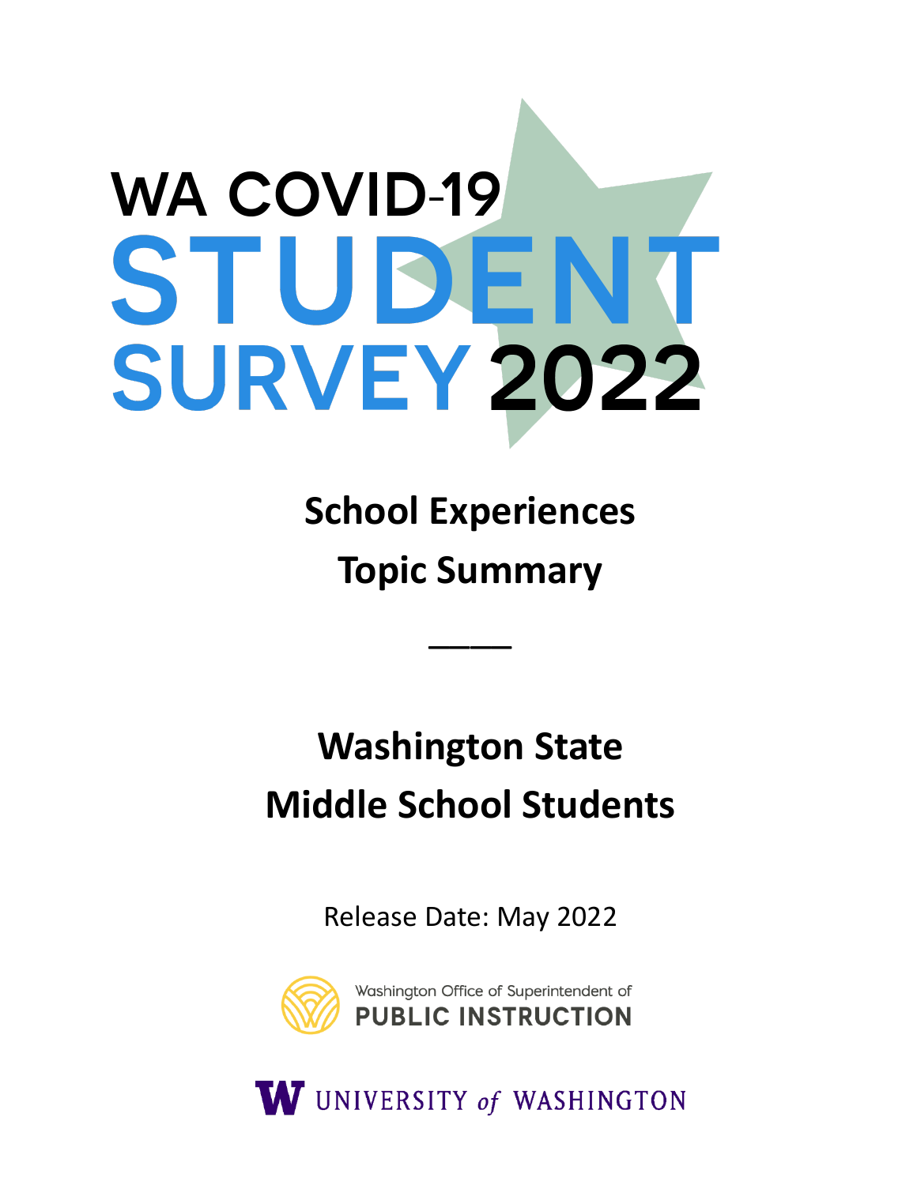# WA COVID-19 STUDENT SURVEY 2022

## School Experiences

## Topic Summary

---

## Washington State

## Middle School Students

Release Date: May 2022

Washington Office of Superintendent of PUBLIC INSTRUCTION

UNIVERSITY of WASHINGTON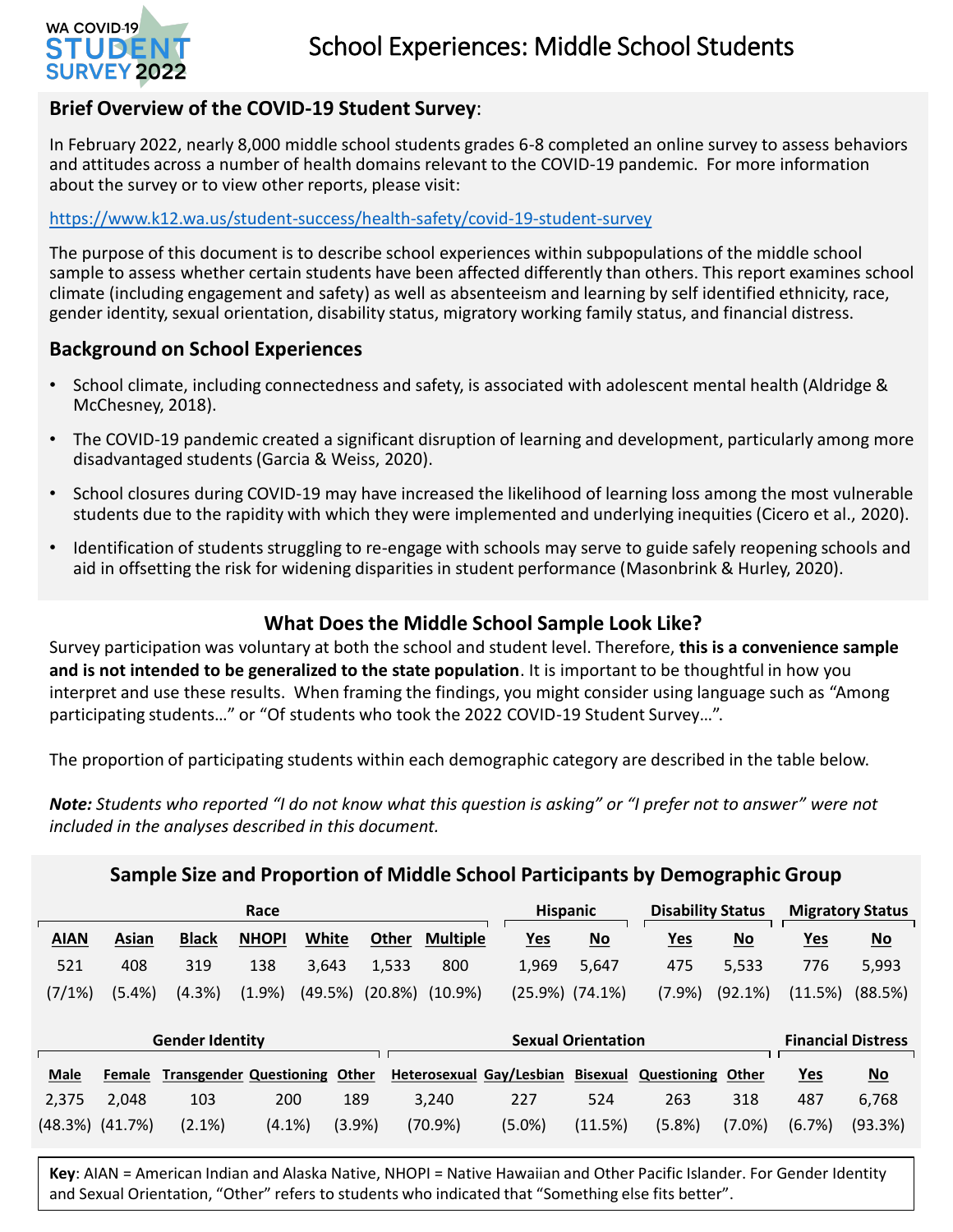# School Experiences: Middle School Students

## Brief Overview of the COVID-19 Student Survey:

In February 2022, nearly 8,000 middle school students grades 6-8 completed an online survey to assess behaviors and attitudes across a number of health domains relevant to the COVID-19 pandemic. For more information about the survey or to view other reports, please visit:

https://www.k12.wa.us/student-success/health-safety/covid-19-student-survey

The purpose of this document is to describe school experiences within subpopulations of the middle school sample to assess whether certain students have been affected differently than others. This report examines school climate (including engagement and safety) as well as absenteeism and learning by self identified ethnicity, race, gender identity, sexual orientation, disability status, migratory working family status, and financial distress.

## Background on School Experiences

- School climate, including connectedness and safety, is associated with adolescent mental health (Aldridge & McChesney, 2018).
- The COVID-19 pandemic created a significant disruption of learning and development, particularly among more disadvantaged students (Garcia & Weiss, 2020).
- School closures during COVID-19 may have increased the likelihood of learning loss among the most vulnerable students due to the rapidity with which they were implemented and underlying inequities (Cicero et al., 2020).
- Identification of students struggling to re-engage with schools may serve to guide safely reopening schools and aid in offsetting the risk for widening disparities in student performance (Masonbrink & Hurley, 2020).

## What Does the Middle School Sample Look Like?

Survey participation was voluntary at both the school and student level. Therefore, **this is a convenience sample and is not intended to be generalized to the state population**. It is important to be thoughtful in how you interpret and use these results. When framing the findings, you might consider using language such as "Among participating students…" or "Of students who took the 2022 COVID-19 Student Survey…".

The proportion of participating students within each demographic category are described in the table below.

***Note:*** *Students who reported "I do not know what this question is asking" or "I prefer not to answer" were not included in the analyses described in this document.*

### Sample Size and Proportion of Middle School Participants by Demographic Group

| Race | | | | | | | Hispanic | | Disability Status | | Migratory Status | |
|---|---|---|---|---|---|---|---|---|---|---|---|---|
| AIAN | Asian | Black | NHOPI | White | Other | Multiple | Yes | No | Yes | No | Yes | No |
| 521 | 408 | 319 | 138 | 3,643 | 1,533 | 800 | 1,969 | 5,647 | 475 | 5,533 | 776 | 5,993 |
| (7/1%) | (5.4%) | (4.3%) | (1.9%) | (49.5%) | (20.8%) | (10.9%) | (25.9%) | (74.1%) | (7.9%) | (92.1%) | (11.5%) | (88.5%) |

| Gender Identity | | | | | Sexual Orientation | | | | | Financial Distress | |
|---|---|---|---|---|---|---|---|---|---|---|---|
| Male | Female | Transgender | Questioning | Other | Heterosexual | Gay/Lesbian | Bisexual | Questioning | Other | Yes | No |
| 2,375 | 2,048 | 103 | 200 | 189 | 3,240 | 227 | 524 | 263 | 318 | 487 | 6,768 |
| (48.3%) | (41.7%) | (2.1%) | (4.1%) | (3.9%) | (70.9%) | (5.0%) | (11.5%) | (5.8%) | (7.0%) | (6.7%) | (93.3%) |

**Key**: AIAN = American Indian and Alaska Native, NHOPI = Native Hawaiian and Other Pacific Islander. For Gender Identity and Sexual Orientation, "Other" refers to students who indicated that "Something else fits better".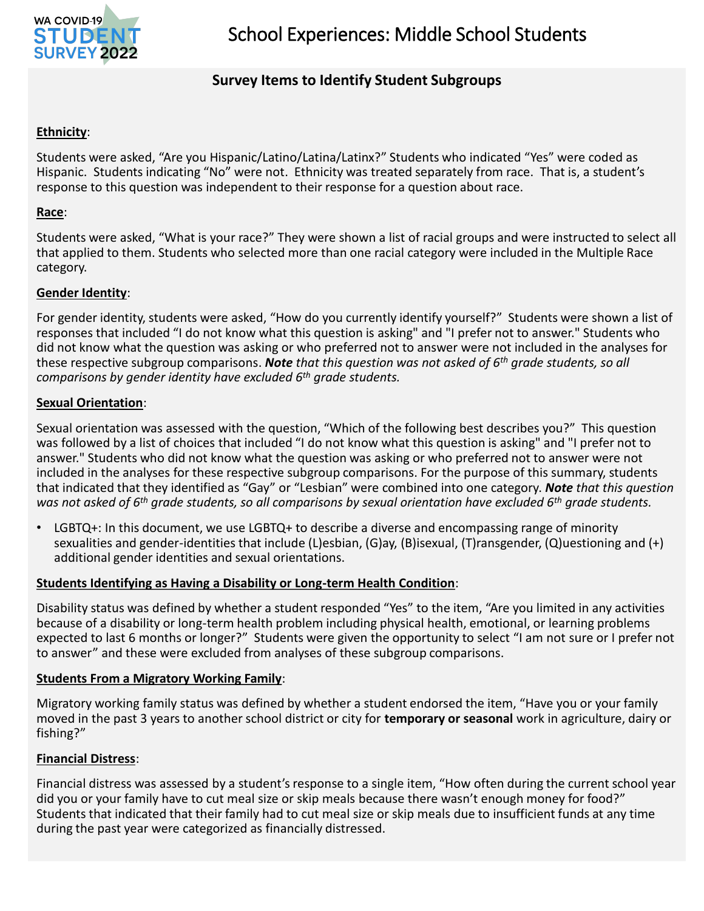# School Experiences: Middle School Students

## Survey Items to Identify Student Subgroups

**Ethnicity**:

Students were asked, "Are you Hispanic/Latino/Latina/Latinx?" Students who indicated "Yes" were coded as Hispanic. Students indicating "No" were not. Ethnicity was treated separately from race. That is, a student's response to this question was independent to their response for a question about race.

**Race**:

Students were asked, "What is your race?" They were shown a list of racial groups and were instructed to select all that applied to them. Students who selected more than one racial category were included in the Multiple Race category.

**Gender Identity**:

For gender identity, students were asked, "How do you currently identify yourself?" Students were shown a list of responses that included "I do not know what this question is asking" and "I prefer not to answer." Students who did not know what the question was asking or who preferred not to answer were not included in the analyses for these respective subgroup comparisons. ***Note** that this question was not asked of 6th grade students, so all comparisons by gender identity have excluded 6th grade students.*

**Sexual Orientation**:

Sexual orientation was assessed with the question, "Which of the following best describes you?" This question was followed by a list of choices that included "I do not know what this question is asking" and "I prefer not to answer." Students who did not know what the question was asking or who preferred not to answer were not included in the analyses for these respective subgroup comparisons. For the purpose of this summary, students that indicated that they identified as "Gay" or "Lesbian" were combined into one category. ***Note** that this question was not asked of 6th grade students, so all comparisons by sexual orientation have excluded 6th grade students.*

- LGBTQ+: In this document, we use LGBTQ+ to describe a diverse and encompassing range of minority sexualities and gender-identities that include (L)esbian, (G)ay, (B)isexual, (T)ransgender, (Q)uestioning and (+) additional gender identities and sexual orientations.

**Students Identifying as Having a Disability or Long-term Health Condition**:

Disability status was defined by whether a student responded "Yes" to the item, "Are you limited in any activities because of a disability or long-term health problem including physical health, emotional, or learning problems expected to last 6 months or longer?" Students were given the opportunity to select "I am not sure or I prefer not to answer" and these were excluded from analyses of these subgroup comparisons.

**Students From a Migratory Working Family**:

Migratory working family status was defined by whether a student endorsed the item, "Have you or your family moved in the past 3 years to another school district or city for **temporary or seasonal** work in agriculture, dairy or fishing?"

**Financial Distress**:

Financial distress was assessed by a student's response to a single item, "How often during the current school year did you or your family have to cut meal size or skip meals because there wasn't enough money for food?" Students that indicated that their family had to cut meal size or skip meals due to insufficient funds at any time during the past year were categorized as financially distressed.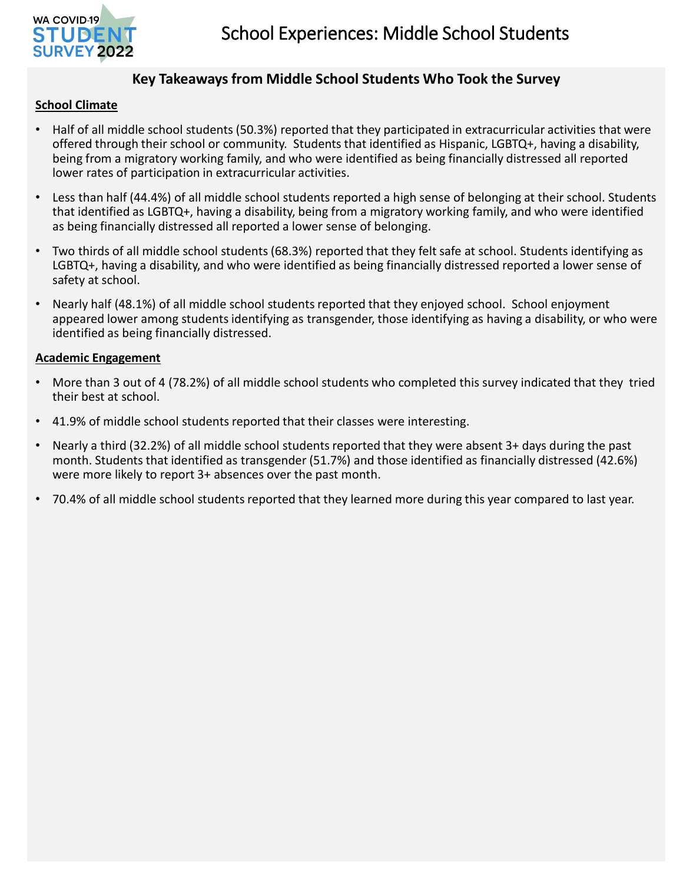# School Experiences: Middle School Students

## Key Takeaways from Middle School Students Who Took the Survey

### School Climate

- Half of all middle school students (50.3%) reported that they participated in extracurricular activities that were offered through their school or community. Students that identified as Hispanic, LGBTQ+, having a disability, being from a migratory working family, and who were identified as being financially distressed all reported lower rates of participation in extracurricular activities.
- Less than half (44.4%) of all middle school students reported a high sense of belonging at their school. Students that identified as LGBTQ+, having a disability, being from a migratory working family, and who were identified as being financially distressed all reported a lower sense of belonging.
- Two thirds of all middle school students (68.3%) reported that they felt safe at school. Students identifying as LGBTQ+, having a disability, and who were identified as being financially distressed reported a lower sense of safety at school.
- Nearly half (48.1%) of all middle school students reported that they enjoyed school. School enjoyment appeared lower among students identifying as transgender, those identifying as having a disability, or who were identified as being financially distressed.

### Academic Engagement

- More than 3 out of 4 (78.2%) of all middle school students who completed this survey indicated that they tried their best at school.
- 41.9% of middle school students reported that their classes were interesting.
- Nearly a third (32.2%) of all middle school students reported that they were absent 3+ days during the past month. Students that identified as transgender (51.7%) and those identified as financially distressed (42.6%) were more likely to report 3+ absences over the past month.
- 70.4% of all middle school students reported that they learned more during this year compared to last year.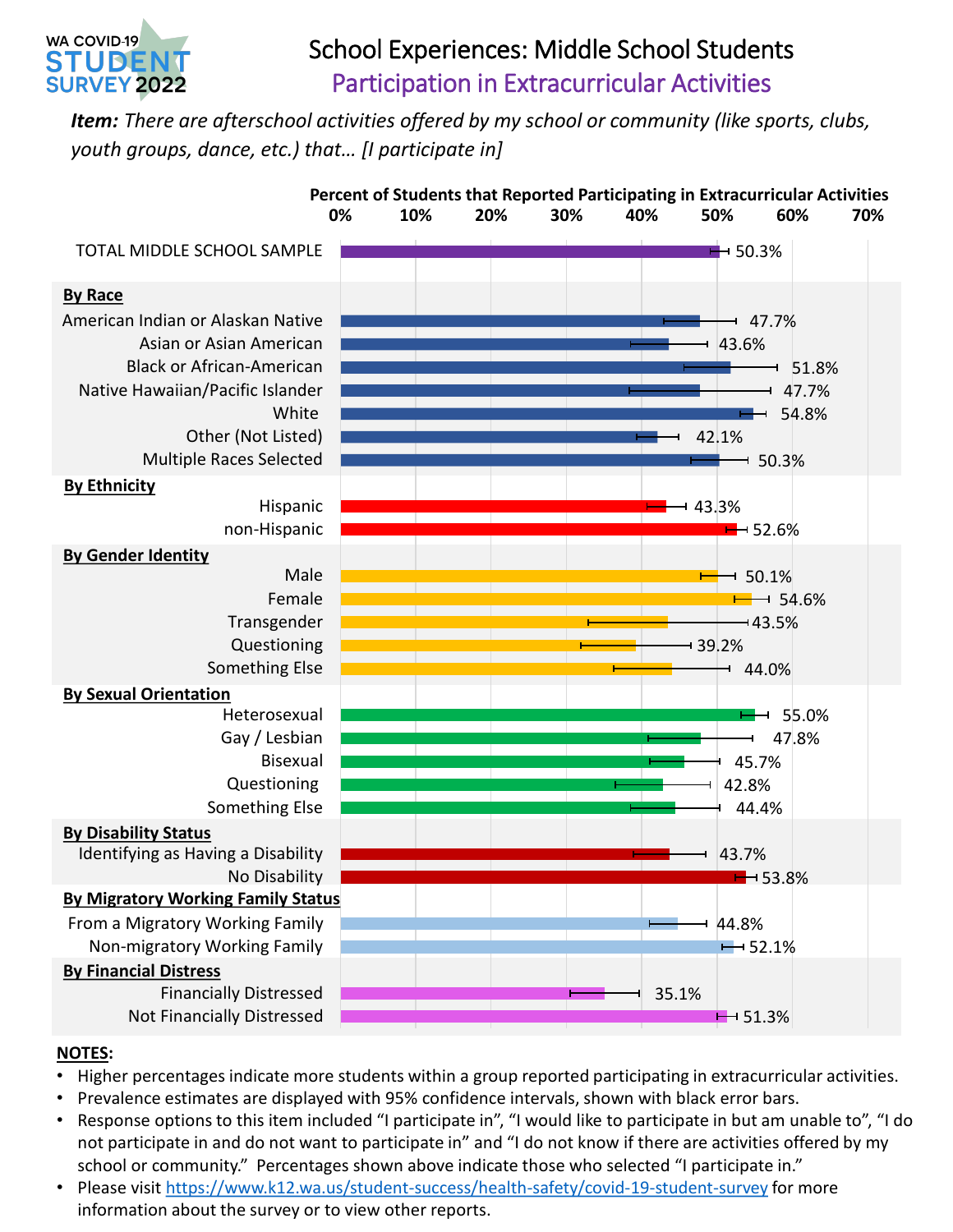WA COVID-19 STUDENT SURVEY 2022

# School Experiences: Middle School Students

## Participation in Extracurricular Activities

***Item:** There are afterschool activities offered by my school or community (like sports, clubs, youth groups, dance, etc.) that… [I participate in]*

**Percent of Students that Reported Participating in Extracurricular Activities**

| Group | Percent |
|---|---|
| TOTAL MIDDLE SCHOOL SAMPLE | 50.3% |
| **By Race** | |
| American Indian or Alaskan Native | 47.7% |
| Asian or Asian American | 43.6% |
| Black or African-American | 51.8% |
| Native Hawaiian/Pacific Islander | 47.7% |
| White | 54.8% |
| Other (Not Listed) | 42.1% |
| Multiple Races Selected | 50.3% |
| **By Ethnicity** | |
| Hispanic | 43.3% |
| non-Hispanic | 52.6% |
| **By Gender Identity** | |
| Male | 50.1% |
| Female | 54.6% |
| Transgender | 43.5% |
| Questioning | 39.2% |
| Something Else | 44.0% |
| **By Sexual Orientation** | |
| Heterosexual | 55.0% |
| Gay / Lesbian | 47.8% |
| Bisexual | 45.7% |
| Questioning | 42.8% |
| Something Else | 44.4% |
| **By Disability Status** | |
| Identifying as Having a Disability | 43.7% |
| No Disability | 53.8% |
| **By Migratory Working Family Status** | |
| From a Migratory Working Family | 44.8% |
| Non-migratory Working Family | 52.1% |
| **By Financial Distress** | |
| Financially Distressed | 35.1% |
| Not Financially Distressed | 51.3% |

**NOTES:**

- Higher percentages indicate more students within a group reported participating in extracurricular activities.
- Prevalence estimates are displayed with 95% confidence intervals, shown with black error bars.
- Response options to this item included "I participate in", "I would like to participate in but am unable to", "I do not participate in and do not want to participate in" and "I do not know if there are activities offered by my school or community." Percentages shown above indicate those who selected "I participate in."
- Please visit https://www.k12.wa.us/student-success/health-safety/covid-19-student-survey for more information about the survey or to view other reports.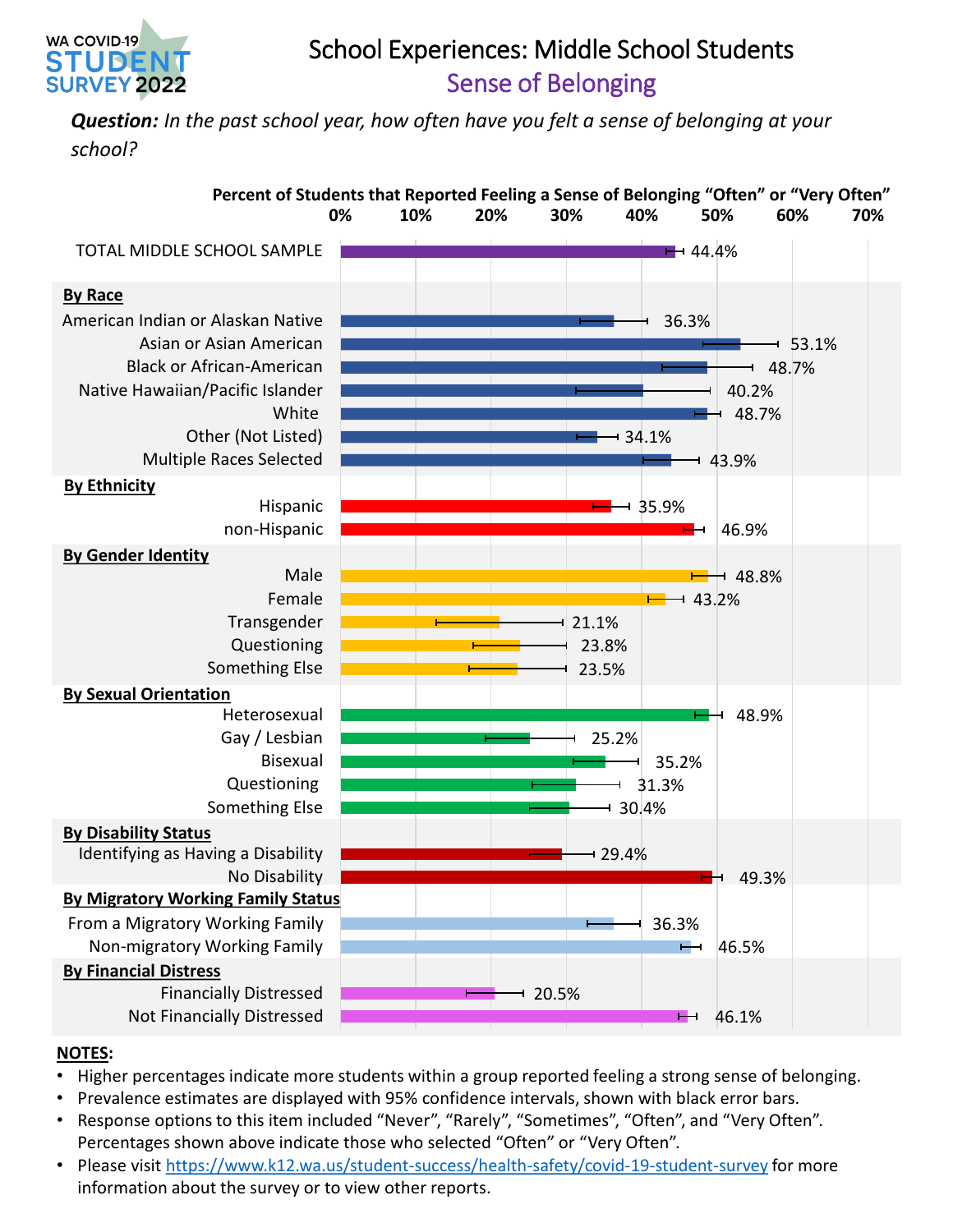WA COVID-19 STUDENT SURVEY 2022

# School Experiences: Middle School Students

## Sense of Belonging

***Question:*** *In the past school year, how often have you felt a sense of belonging at your school?*

**Percent of Students that Reported Feeling a Sense of Belonging "Often" or "Very Often"**

| Group | Percent |
|---|---|
| TOTAL MIDDLE SCHOOL SAMPLE | 44.4% |
| **By Race** | |
| American Indian or Alaskan Native | 36.3% |
| Asian or Asian American | 53.1% |
| Black or African-American | 48.7% |
| Native Hawaiian/Pacific Islander | 40.2% |
| White | 48.7% |
| Other (Not Listed) | 34.1% |
| Multiple Races Selected | 43.9% |
| **By Ethnicity** | |
| Hispanic | 35.9% |
| non-Hispanic | 46.9% |
| **By Gender Identity** | |
| Male | 48.8% |
| Female | 43.2% |
| Transgender | 21.1% |
| Questioning | 23.8% |
| Something Else | 23.5% |
| **By Sexual Orientation** | |
| Heterosexual | 48.9% |
| Gay / Lesbian | 25.2% |
| Bisexual | 35.2% |
| Questioning | 31.3% |
| Something Else | 30.4% |
| **By Disability Status** | |
| Identifying as Having a Disability | 29.4% |
| No Disability | 49.3% |
| **By Migratory Working Family Status** | |
| From a Migratory Working Family | 36.3% |
| Non-migratory Working Family | 46.5% |
| **By Financial Distress** | |
| Financially Distressed | 20.5% |
| Not Financially Distressed | 46.1% |

**NOTES:**

- Higher percentages indicate more students within a group reported feeling a strong sense of belonging.
- Prevalence estimates are displayed with 95% confidence intervals, shown with black error bars.
- Response options to this item included "Never", "Rarely", "Sometimes", "Often", and "Very Often". Percentages shown above indicate those who selected "Often" or "Very Often".
- Please visit https://www.k12.wa.us/student-success/health-safety/covid-19-student-survey for more information about the survey or to view other reports.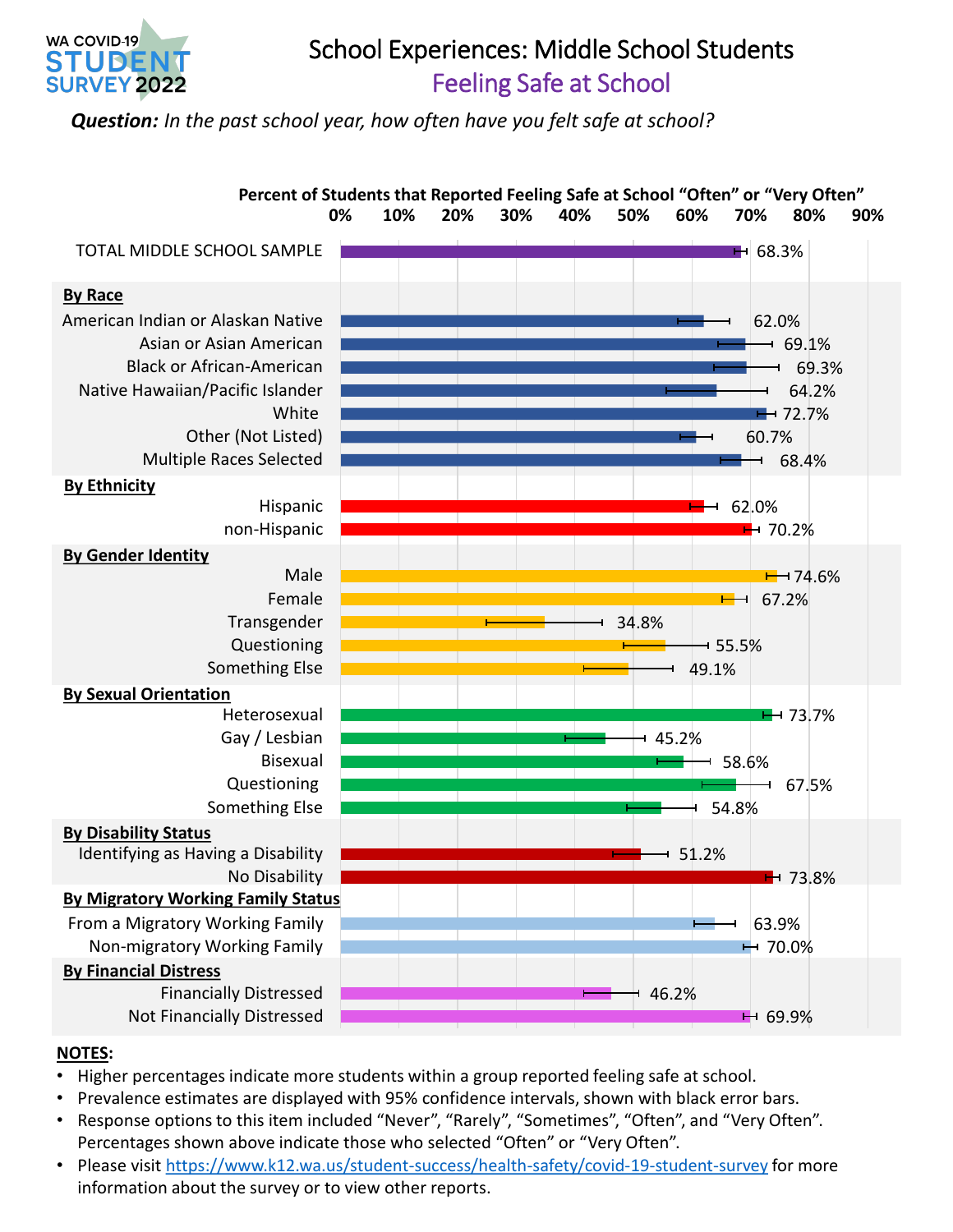WA COVID-19 STUDENT SURVEY 2022

# School Experiences: Middle School Students

## Feeling Safe at School

***Question:*** *In the past school year, how often have you felt safe at school?*

**Percent of Students that Reported Feeling Safe at School "Often" or "Very Often"**

| Group | Percent |
|---|---|
| TOTAL MIDDLE SCHOOL SAMPLE | 68.3% |
| **By Race** | |
| American Indian or Alaskan Native | 62.0% |
| Asian or Asian American | 69.1% |
| Black or African-American | 69.3% |
| Native Hawaiian/Pacific Islander | 64.2% |
| White | 72.7% |
| Other (Not Listed) | 60.7% |
| Multiple Races Selected | 68.4% |
| **By Ethnicity** | |
| Hispanic | 62.0% |
| non-Hispanic | 70.2% |
| **By Gender Identity** | |
| Male | 74.6% |
| Female | 67.2% |
| Transgender | 34.8% |
| Questioning | 55.5% |
| Something Else | 49.1% |
| **By Sexual Orientation** | |
| Heterosexual | 73.7% |
| Gay / Lesbian | 45.2% |
| Bisexual | 58.6% |
| Questioning | 67.5% |
| Something Else | 54.8% |
| **By Disability Status** | |
| Identifying as Having a Disability | 51.2% |
| No Disability | 73.8% |
| **By Migratory Working Family Status** | |
| From a Migratory Working Family | 63.9% |
| Non-migratory Working Family | 70.0% |
| **By Financial Distress** | |
| Financially Distressed | 46.2% |
| Not Financially Distressed | 69.9% |

**NOTES:**

- Higher percentages indicate more students within a group reported feeling safe at school.
- Prevalence estimates are displayed with 95% confidence intervals, shown with black error bars.
- Response options to this item included "Never", "Rarely", "Sometimes", "Often", and "Very Often". Percentages shown above indicate those who selected "Often" or "Very Often".
- Please visit https://www.k12.wa.us/student-success/health-safety/covid-19-student-survey for more information about the survey or to view other reports.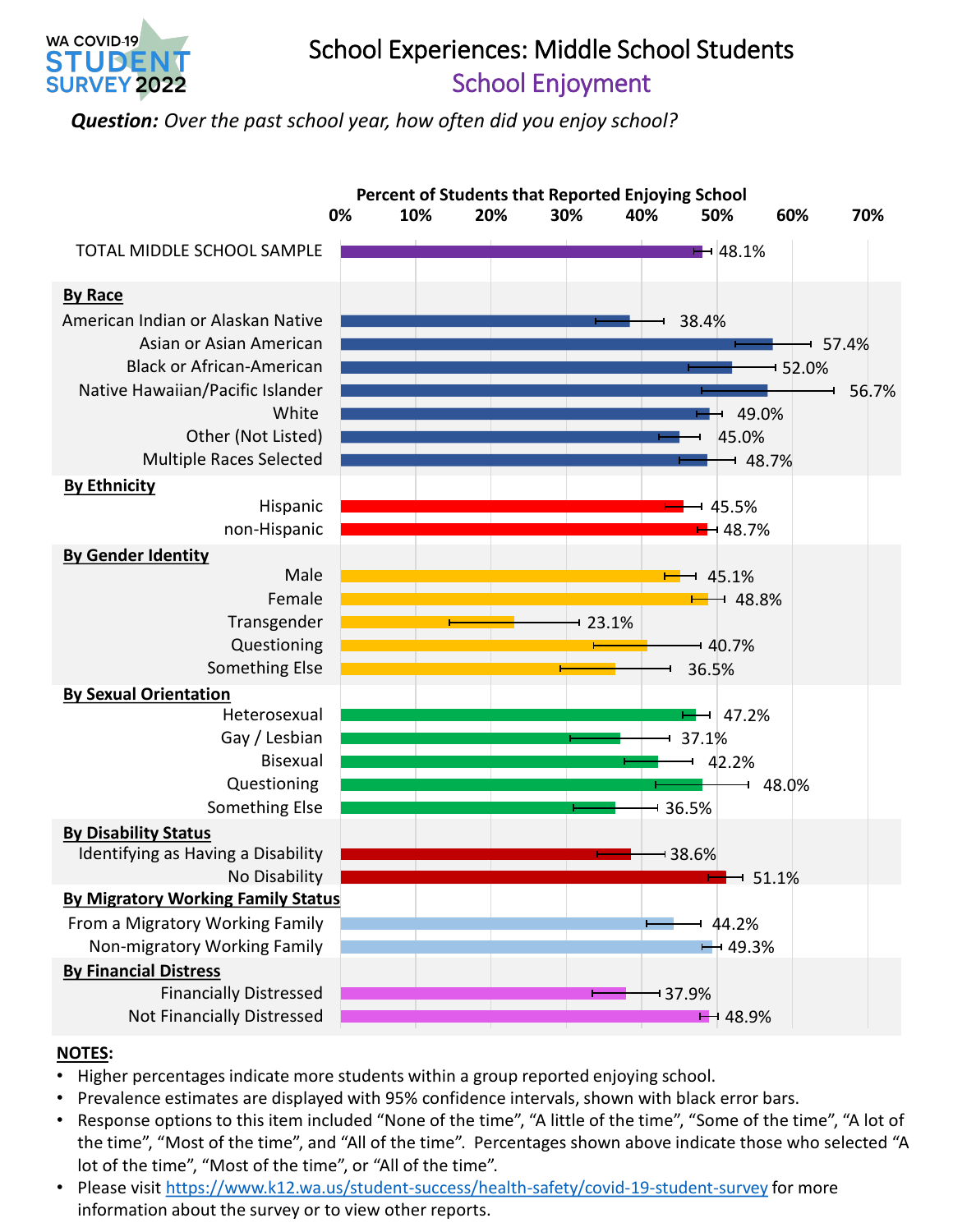WA COVID-19 STUDENT SURVEY 2022

# School Experiences: Middle School Students

## School Enjoyment

***Question:*** *Over the past school year, how often did you enjoy school?*

**Percent of Students that Reported Enjoying School**

| Group | Percent |
|---|---|
| TOTAL MIDDLE SCHOOL SAMPLE | 48.1% |
| **By Race** | |
| American Indian or Alaskan Native | 38.4% |
| Asian or Asian American | 57.4% |
| Black or African-American | 52.0% |
| Native Hawaiian/Pacific Islander | 56.7% |
| White | 49.0% |
| Other (Not Listed) | 45.0% |
| Multiple Races Selected | 48.7% |
| **By Ethnicity** | |
| Hispanic | 45.5% |
| non-Hispanic | 48.7% |
| **By Gender Identity** | |
| Male | 45.1% |
| Female | 48.8% |
| Transgender | 23.1% |
| Questioning | 40.7% |
| Something Else | 36.5% |
| **By Sexual Orientation** | |
| Heterosexual | 47.2% |
| Gay / Lesbian | 37.1% |
| Bisexual | 42.2% |
| Questioning | 48.0% |
| Something Else | 36.5% |
| **By Disability Status** | |
| Identifying as Having a Disability | 38.6% |
| No Disability | 51.1% |
| **By Migratory Working Family Status** | |
| From a Migratory Working Family | 44.2% |
| Non-migratory Working Family | 49.3% |
| **By Financial Distress** | |
| Financially Distressed | 37.9% |
| Not Financially Distressed | 48.9% |

**NOTES:**

- Higher percentages indicate more students within a group reported enjoying school.
- Prevalence estimates are displayed with 95% confidence intervals, shown with black error bars.
- Response options to this item included "None of the time", "A little of the time", "Some of the time", "A lot of the time", "Most of the time", and "All of the time". Percentages shown above indicate those who selected "A lot of the time", "Most of the time", or "All of the time".
- Please visit https://www.k12.wa.us/student-success/health-safety/covid-19-student-survey for more information about the survey or to view other reports.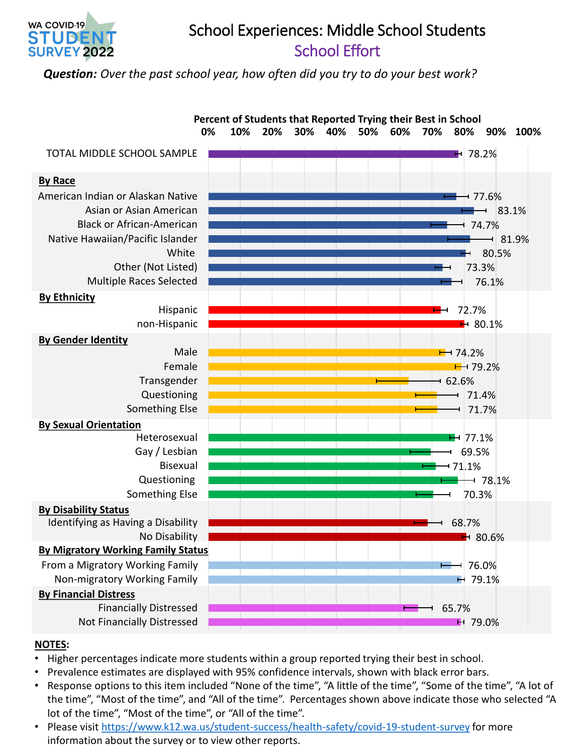WA COVID-19 STUDENT SURVEY 2022

# School Experiences: Middle School Students

## School Effort

***Question:*** *Over the past school year, how often did you try to do your best work?*

**Percent of Students that Reported Trying their Best in School**

| Group | Percent |
|---|---|
| TOTAL MIDDLE SCHOOL SAMPLE | 78.2% |
| **By Race** | |
| American Indian or Alaskan Native | 77.6% |
| Asian or Asian American | 83.1% |
| Black or African-American | 74.7% |
| Native Hawaiian/Pacific Islander | 81.9% |
| White | 80.5% |
| Other (Not Listed) | 73.3% |
| Multiple Races Selected | 76.1% |
| **By Ethnicity** | |
| Hispanic | 72.7% |
| non-Hispanic | 80.1% |
| **By Gender Identity** | |
| Male | 74.2% |
| Female | 79.2% |
| Transgender | 62.6% |
| Questioning | 71.4% |
| Something Else | 71.7% |
| **By Sexual Orientation** | |
| Heterosexual | 77.1% |
| Gay / Lesbian | 69.5% |
| Bisexual | 71.1% |
| Questioning | 78.1% |
| Something Else | 70.3% |
| **By Disability Status** | |
| Identifying as Having a Disability | 68.7% |
| No Disability | 80.6% |
| **By Migratory Working Family Status** | |
| From a Migratory Working Family | 76.0% |
| Non-migratory Working Family | 79.1% |
| **By Financial Distress** | |
| Financially Distressed | 65.7% |
| Not Financially Distressed | 79.0% |

**NOTES:**

- Higher percentages indicate more students within a group reported trying their best in school.
- Prevalence estimates are displayed with 95% confidence intervals, shown with black error bars.
- Response options to this item included “None of the time”, “A little of the time”, “Some of the time”, “A lot of the time”, “Most of the time”, and “All of the time”. Percentages shown above indicate those who selected “A lot of the time”, “Most of the time”, or “All of the time”.
- Please visit https://www.k12.wa.us/student-success/health-safety/covid-19-student-survey for more information about the survey or to view other reports.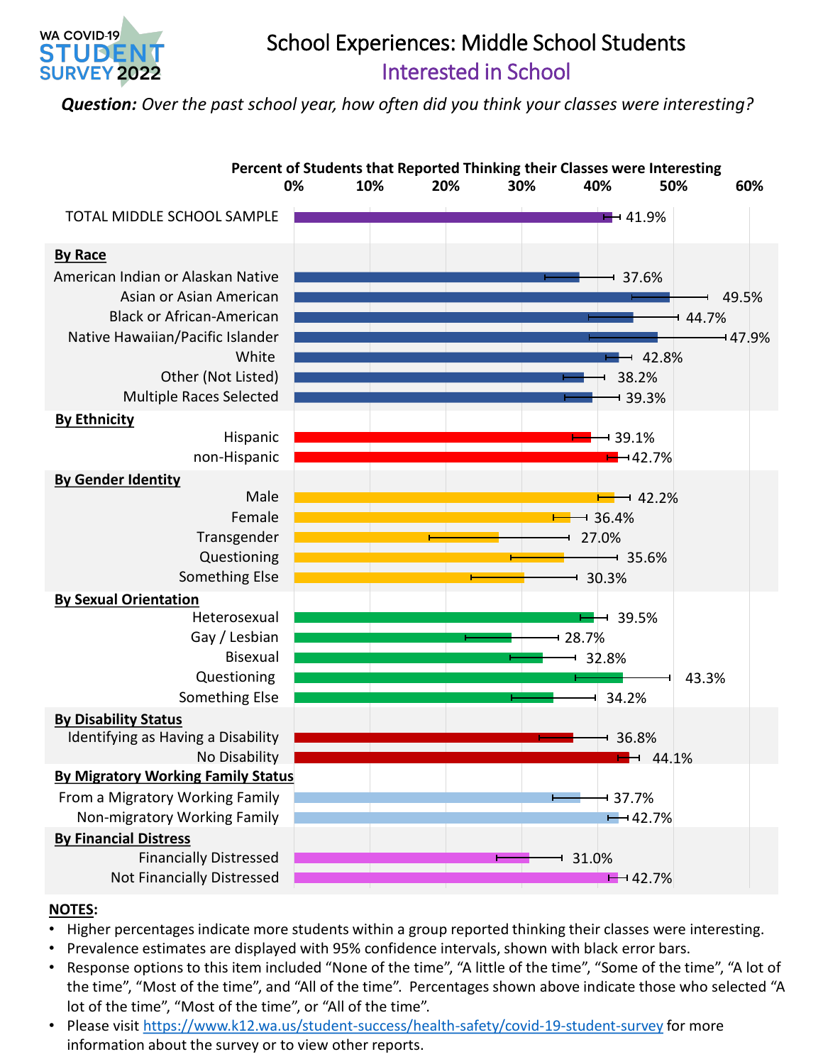# School Experiences: Middle School Students

## Interested in School

***Question:*** *Over the past school year, how often did you think your classes were interesting?*

**Percent of Students that Reported Thinking their Classes were Interesting**

| Group | Percent |
| --- | --- |
| TOTAL MIDDLE SCHOOL SAMPLE | 41.9% |
| **By Race** | |
| American Indian or Alaskan Native | 37.6% |
| Asian or Asian American | 49.5% |
| Black or African-American | 44.7% |
| Native Hawaiian/Pacific Islander | 47.9% |
| White | 42.8% |
| Other (Not Listed) | 38.2% |
| Multiple Races Selected | 39.3% |
| **By Ethnicity** | |
| Hispanic | 39.1% |
| non-Hispanic | 42.7% |
| **By Gender Identity** | |
| Male | 42.2% |
| Female | 36.4% |
| Transgender | 27.0% |
| Questioning | 35.6% |
| Something Else | 30.3% |
| **By Sexual Orientation** | |
| Heterosexual | 39.5% |
| Gay / Lesbian | 28.7% |
| Bisexual | 32.8% |
| Questioning | 43.3% |
| Something Else | 34.2% |
| **By Disability Status** | |
| Identifying as Having a Disability | 36.8% |
| No Disability | 44.1% |
| **By Migratory Working Family Status** | |
| From a Migratory Working Family | 37.7% |
| Non-migratory Working Family | 42.7% |
| **By Financial Distress** | |
| Financially Distressed | 31.0% |
| Not Financially Distressed | 42.7% |

**NOTES:**

- Higher percentages indicate more students within a group reported thinking their classes were interesting.
- Prevalence estimates are displayed with 95% confidence intervals, shown with black error bars.
- Response options to this item included "None of the time", "A little of the time", "Some of the time", "A lot of the time", "Most of the time", and "All of the time". Percentages shown above indicate those who selected "A lot of the time", "Most of the time", or "All of the time".
- Please visit https://www.k12.wa.us/student-success/health-safety/covid-19-student-survey for more information about the survey or to view other reports.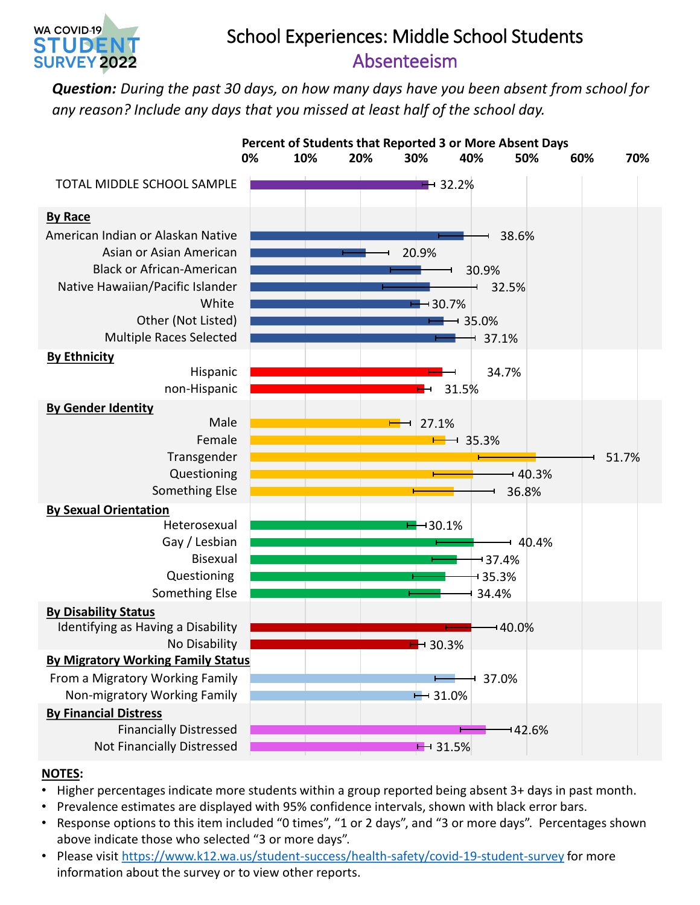WA COVID-19 STUDENT SURVEY 2022

# School Experiences: Middle School Students

## Absenteeism

***Question:*** *During the past 30 days, on how many days have you been absent from school for any reason? Include any days that you missed at least half of the school day.*

**Percent of Students that Reported 3 or More Absent Days**

| Group | Percent |
|---|---|
| TOTAL MIDDLE SCHOOL SAMPLE | 32.2% |
| **By Race** | |
| American Indian or Alaskan Native | 38.6% |
| Asian or Asian American | 20.9% |
| Black or African-American | 30.9% |
| Native Hawaiian/Pacific Islander | 32.5% |
| White | 30.7% |
| Other (Not Listed) | 35.0% |
| Multiple Races Selected | 37.1% |
| **By Ethnicity** | |
| Hispanic | 34.7% |
| non-Hispanic | 31.5% |
| **By Gender Identity** | |
| Male | 27.1% |
| Female | 35.3% |
| Transgender | 51.7% |
| Questioning | 40.3% |
| Something Else | 36.8% |
| **By Sexual Orientation** | |
| Heterosexual | 30.1% |
| Gay / Lesbian | 40.4% |
| Bisexual | 37.4% |
| Questioning | 35.3% |
| Something Else | 34.4% |
| **By Disability Status** | |
| Identifying as Having a Disability | 40.0% |
| No Disability | 30.3% |
| **By Migratory Working Family Status** | |
| From a Migratory Working Family | 37.0% |
| Non-migratory Working Family | 31.0% |
| **By Financial Distress** | |
| Financially Distressed | 42.6% |
| Not Financially Distressed | 31.5% |

**NOTES:**

- Higher percentages indicate more students within a group reported being absent 3+ days in past month.
- Prevalence estimates are displayed with 95% confidence intervals, shown with black error bars.
- Response options to this item included "0 times", "1 or 2 days", and "3 or more days". Percentages shown above indicate those who selected "3 or more days".
- Please visit [https://www.k12.wa.us/student-success/health-safety/covid-19-student-survey](https://www.k12.wa.us/student-success/health-safety/covid-19-student-survey) for more information about the survey or to view other reports.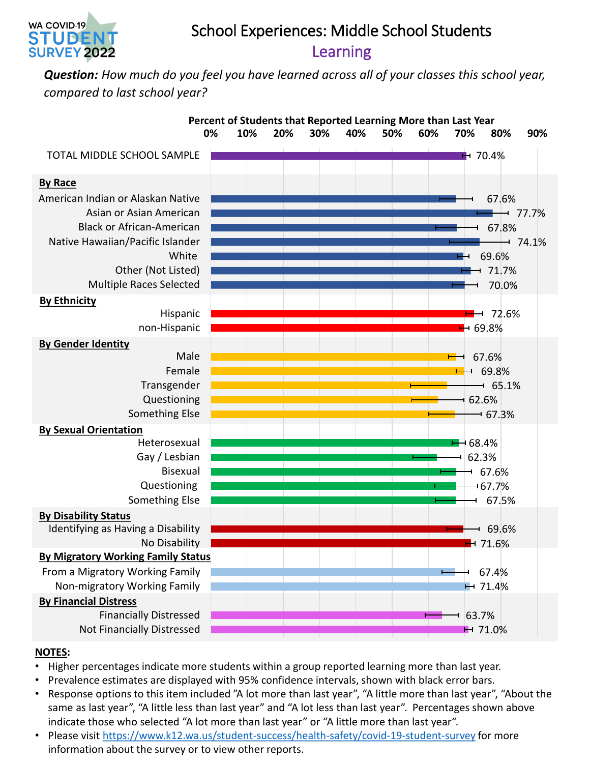WA COVID-19 STUDENT SURVEY 2022

# School Experiences: Middle School Students

## Learning

***Question:*** *How much do you feel you have learned across all of your classes this school year, compared to last school year?*

**Percent of Students that Reported Learning More than Last Year**

| Group | Percent |
|---|---|
| TOTAL MIDDLE SCHOOL SAMPLE | 70.4% |
| **By Race** | |
| American Indian or Alaskan Native | 67.6% |
| Asian or Asian American | 77.7% |
| Black or African-American | 67.8% |
| Native Hawaiian/Pacific Islander | 74.1% |
| White | 69.6% |
| Other (Not Listed) | 71.7% |
| Multiple Races Selected | 70.0% |
| **By Ethnicity** | |
| Hispanic | 72.6% |
| non-Hispanic | 69.8% |
| **By Gender Identity** | |
| Male | 67.6% |
| Female | 69.8% |
| Transgender | 65.1% |
| Questioning | 62.6% |
| Something Else | 67.3% |
| **By Sexual Orientation** | |
| Heterosexual | 68.4% |
| Gay / Lesbian | 62.3% |
| Bisexual | 67.6% |
| Questioning | 67.7% |
| Something Else | 67.5% |
| **By Disability Status** | |
| Identifying as Having a Disability | 69.6% |
| No Disability | 71.6% |
| **By Migratory Working Family Status** | |
| From a Migratory Working Family | 67.4% |
| Non-migratory Working Family | 71.4% |
| **By Financial Distress** | |
| Financially Distressed | 63.7% |
| Not Financially Distressed | 71.0% |

**NOTES:**

- Higher percentages indicate more students within a group reported learning more than last year.
- Prevalence estimates are displayed with 95% confidence intervals, shown with black error bars.
- Response options to this item included "A lot more than last year", "A little more than last year", "About the same as last year", "A little less than last year" and "A lot less than last year". Percentages shown above indicate those who selected "A lot more than last year" or "A little more than last year".
- Please visit https://www.k12.wa.us/student-success/health-safety/covid-19-student-survey for more information about the survey or to view other reports.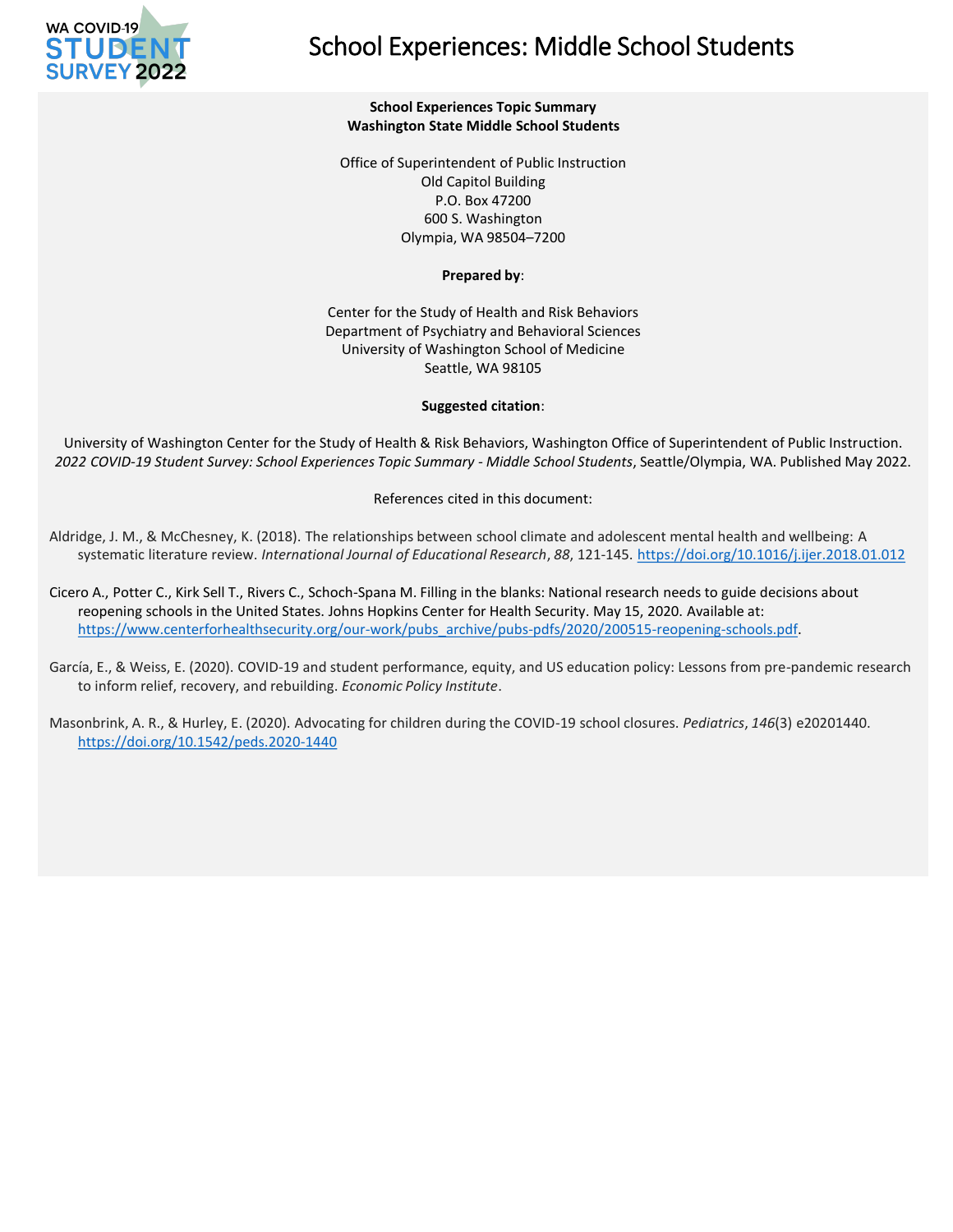**School Experiences Topic Summary**
**Washington State Middle School Students**

Office of Superintendent of Public Instruction
Old Capitol Building
P.O. Box 47200
600 S. Washington
Olympia, WA 98504–7200

**Prepared by**:

Center for the Study of Health and Risk Behaviors
Department of Psychiatry and Behavioral Sciences
University of Washington School of Medicine
Seattle, WA 98105

**Suggested citation**:

University of Washington Center for the Study of Health & Risk Behaviors, Washington Office of Superintendent of Public Instruction. *2022 COVID-19 Student Survey: School Experiences Topic Summary - Middle School Students*, Seattle/Olympia, WA. Published May 2022.

References cited in this document:

Aldridge, J. M., & McChesney, K. (2018). The relationships between school climate and adolescent mental health and wellbeing: A systematic literature review. *International Journal of Educational Research*, *88*, 121-145. https://doi.org/10.1016/j.ijer.2018.01.012

Cicero A., Potter C., Kirk Sell T., Rivers C., Schoch-Spana M. Filling in the blanks: National research needs to guide decisions about reopening schools in the United States. Johns Hopkins Center for Health Security. May 15, 2020. Available at: https://www.centerforhealthsecurity.org/our-work/pubs_archive/pubs-pdfs/2020/200515-reopening-schools.pdf.

García, E., & Weiss, E. (2020). COVID-19 and student performance, equity, and US education policy: Lessons from pre-pandemic research to inform relief, recovery, and rebuilding. *Economic Policy Institute*.

Masonbrink, A. R., & Hurley, E. (2020). Advocating for children during the COVID-19 school closures. *Pediatrics*, *146*(3) e20201440. https://doi.org/10.1542/peds.2020-1440